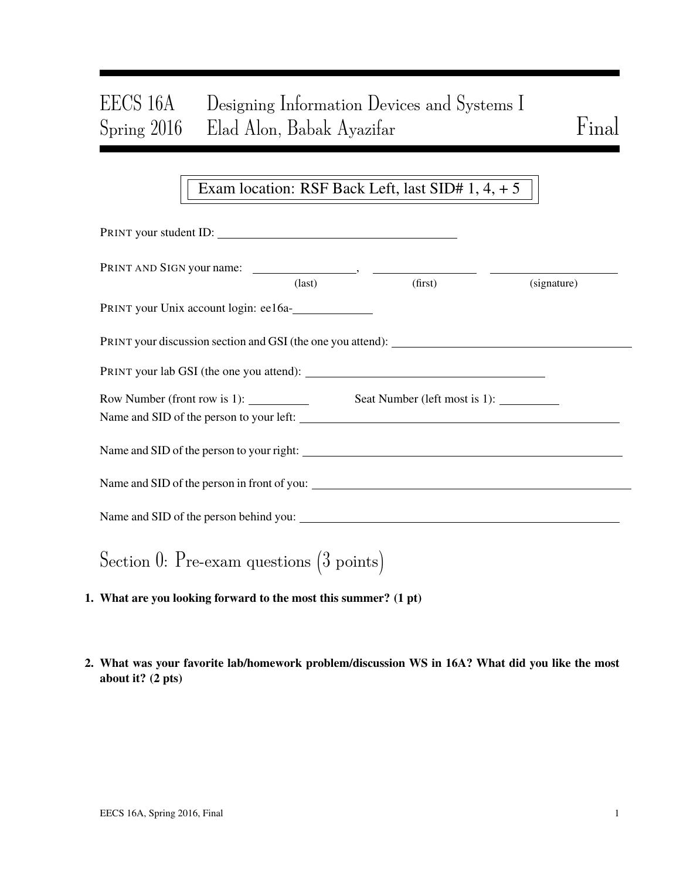# EECS 16A Designing Information Devices and Systems I
## Spring 2016 Elad Alon, Babak Ayazifar — Final

Exam location: RSF Back Left, last SID# 1, 4, + 5

PRINT your student ID: ____________________

PRINT AND SIGN your name: ____________, ____________ ____________
(last) (first) (signature)

PRINT your Unix account login: ee16a-__________

PRINT your discussion section and GSI (the one you attend): ____________________

PRINT your lab GSI (the one you attend): ____________________

Row Number (front row is 1): ________ Seat Number (left most is 1): ________

Name and SID of the person to your left: ____________________

Name and SID of the person to your right: ____________________

Name and SID of the person in front of you: ____________________

Name and SID of the person behind you: ____________________

## Section 0: Pre-exam questions (3 points)

**1. What are you looking forward to the most this summer? (1 pt)**

**2. What was your favorite lab/homework problem/discussion WS in 16A? What did you like the most about it? (2 pts)**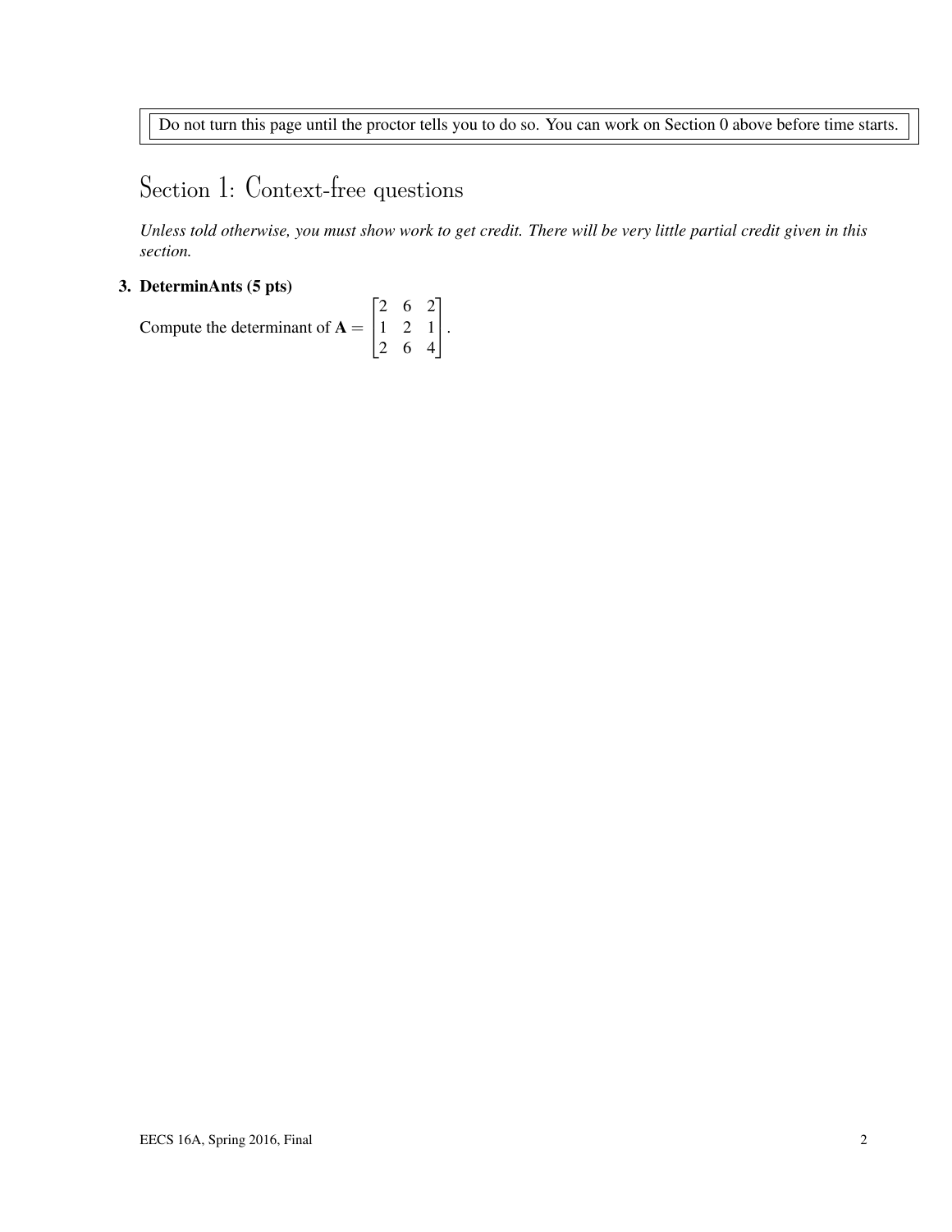Do not turn this page until the proctor tells you to do so. You can work on Section 0 above before time starts.

# Section 1: Context-free questions

*Unless told otherwise, you must show work to get credit. There will be very little partial credit given in this section.*

**3. DeterminAnts (5 pts)**

Compute the determinant of $\mathbf{A} = \begin{bmatrix} 2 & 6 & 2 \\ 1 & 2 & 1 \\ 2 & 6 & 4 \end{bmatrix}$.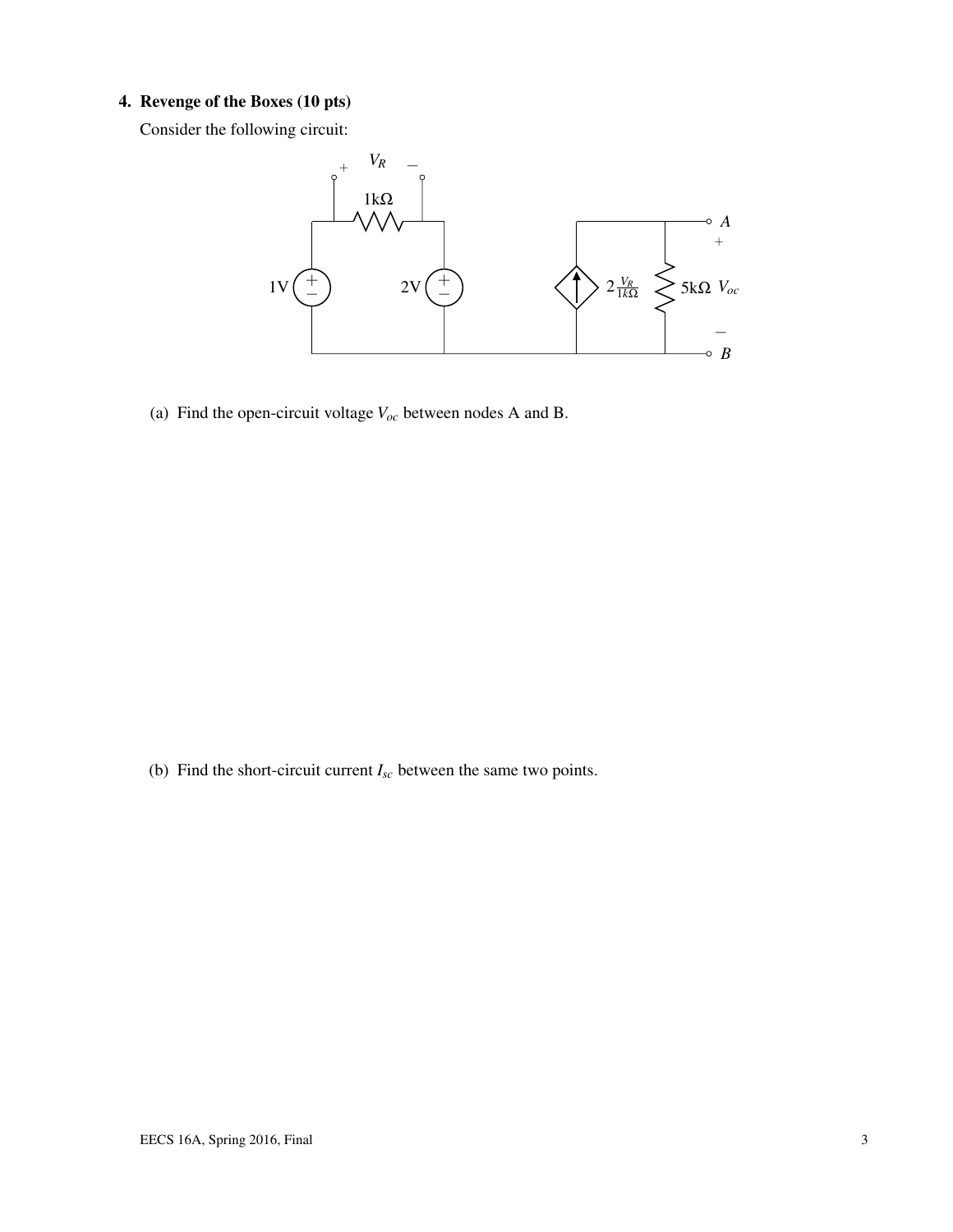## 4. Revenge of the Boxes (10 pts)

Consider the following circuit:

(a) Find the open-circuit voltage $V_{oc}$ between nodes A and B.

(b) Find the short-circuit current $I_{sc}$ between the same two points.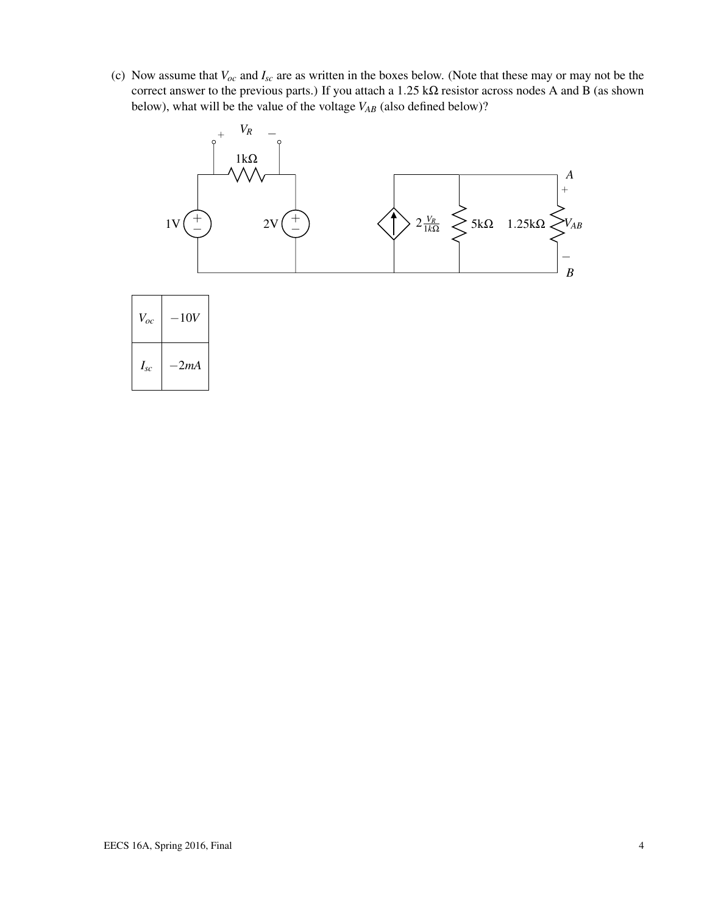(c) Now assume that $V_{oc}$ and $I_{sc}$ are as written in the boxes below. (Note that these may or may not be the correct answer to the previous parts.) If you attach a 1.25 kΩ resistor across nodes A and B (as shown below), what will be the value of the voltage $V_{AB}$ (also defined below)?

| | |
|---|---|
| $V_{oc}$ | $-10V$ |
| $I_{sc}$ | $-2mA$ |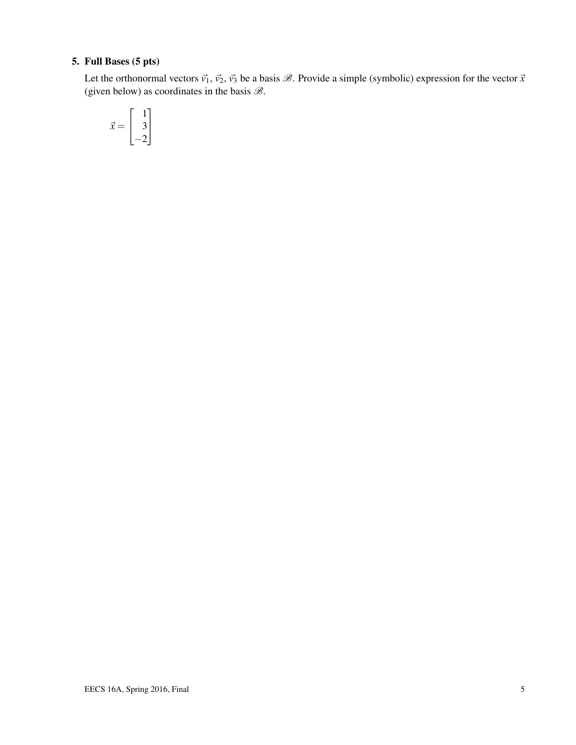## 5. Full Bases (5 pts)

Let the orthonormal vectors $\vec{v}_1$, $\vec{v}_2$, $\vec{v}_3$ be a basis $\mathscr{B}$. Provide a simple (symbolic) expression for the vector $\vec{x}$ (given below) as coordinates in the basis $\mathscr{B}$.

$$\vec{x} = \begin{bmatrix} 1 \\ 3 \\ -2 \end{bmatrix}$$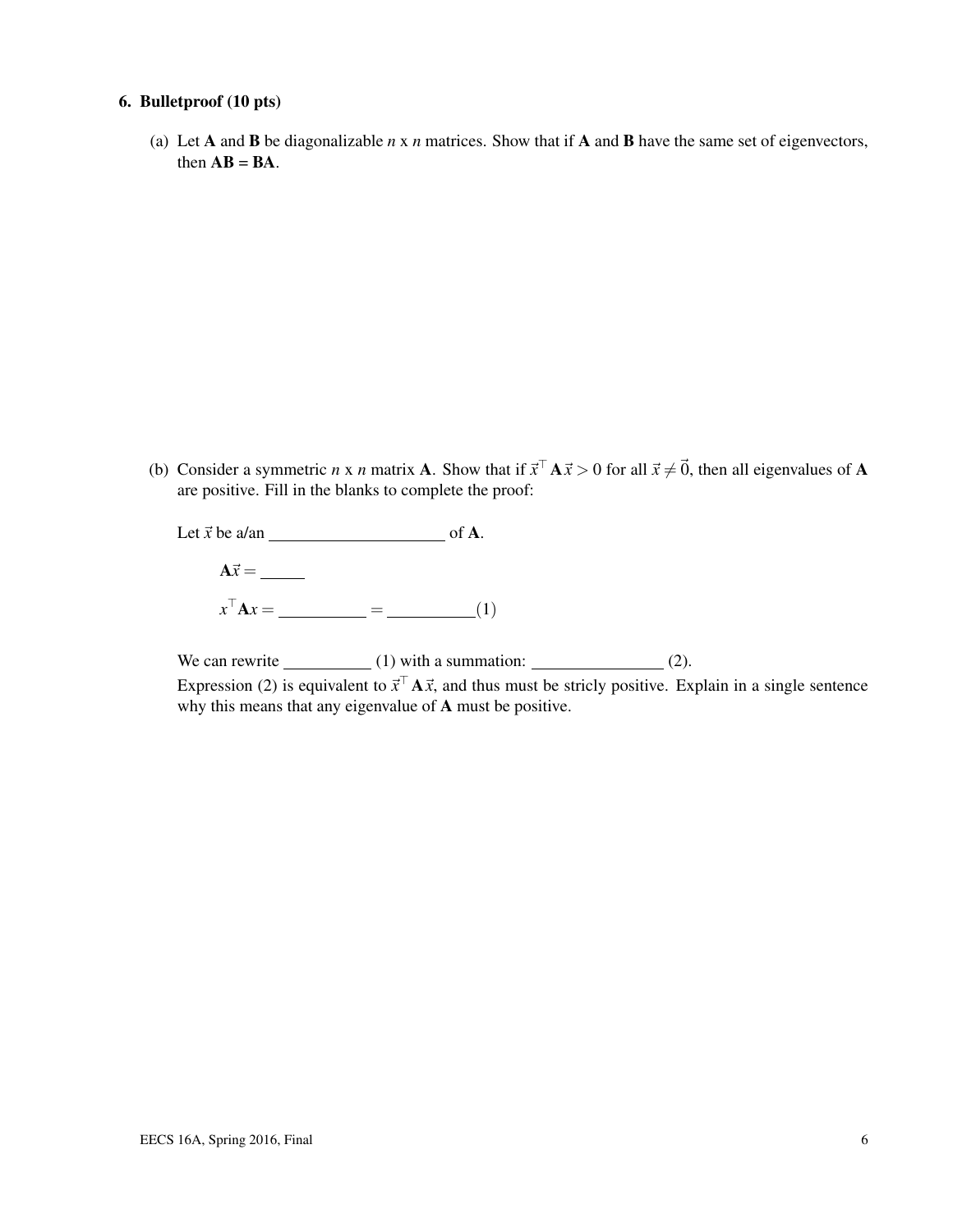## 6. Bulletproof (10 pts)

(a) Let **A** and **B** be diagonalizable *n* x *n* matrices. Show that if **A** and **B** have the same set of eigenvectors, then **AB** = **BA**.

(b) Consider a symmetric *n* x *n* matrix **A**. Show that if $\vec{x}^\top \mathbf{A}\vec{x} > 0$ for all $\vec{x} \neq \vec{0}$, then all eigenvalues of **A** are positive. Fill in the blanks to complete the proof:

Let $\vec{x}$ be a/an ____________________ of **A**.

$\mathbf{A}\vec{x} =$ _____

$x^\top \mathbf{A} x =$ __________ $=$ __________(1)

We can rewrite __________ (1) with a summation: _______________ (2).

Expression (2) is equivalent to $\vec{x}^\top \mathbf{A}\vec{x}$, and thus must be stricly positive. Explain in a single sentence why this means that any eigenvalue of **A** must be positive.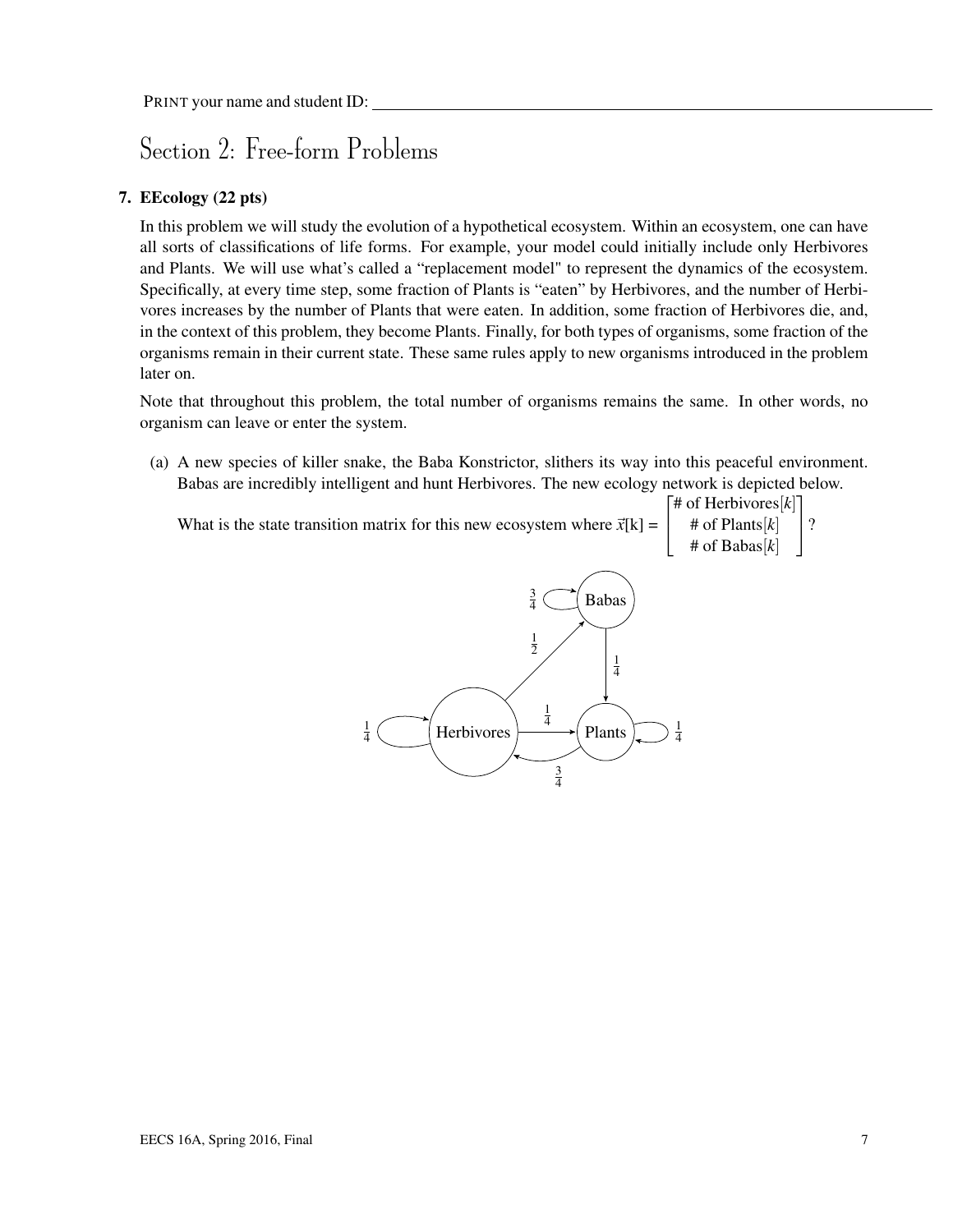PRINT your name and student ID: \_\_\_\_\_\_\_\_\_\_\_\_\_\_\_\_\_\_\_\_\_\_\_\_\_\_\_\_\_\_

# Section 2: Free-form Problems

**7. EEcology (22 pts)**

In this problem we will study the evolution of a hypothetical ecosystem. Within an ecosystem, one can have all sorts of classifications of life forms. For example, your model could initially include only Herbivores and Plants. We will use what's called a "replacement model" to represent the dynamics of the ecosystem. Specifically, at every time step, some fraction of Plants is "eaten" by Herbivores, and the number of Herbivores increases by the number of Plants that were eaten. In addition, some fraction of Herbivores die, and, in the context of this problem, they become Plants. Finally, for both types of organisms, some fraction of the organisms remain in their current state. These same rules apply to new organisms introduced in the problem later on.

Note that throughout this problem, the total number of organisms remains the same. In other words, no organism can leave or enter the system.

(a) A new species of killer snake, the Baba Konstrictor, slithers its way into this peaceful environment. Babas are incredibly intelligent and hunt Herbivores. The new ecology network is depicted below.

What is the state transition matrix for this new ecosystem where $\vec{x}[\text{k}] = \begin{bmatrix} \text{\# of Herbivores}[k] \\ \text{\# of Plants}[k] \\ \text{\# of Babas}[k] \end{bmatrix}$?

Diagram edges:
- Herbivores → Herbivores: $\frac{1}{4}$
- Herbivores → Plants: $\frac{1}{4}$
- Herbivores → Babas: $\frac{1}{2}$
- Plants → Plants: $\frac{1}{4}$
- Plants → Herbivores: $\frac{3}{4}$
- Babas → Babas: $\frac{3}{4}$
- Babas → Plants: $\frac{1}{4}$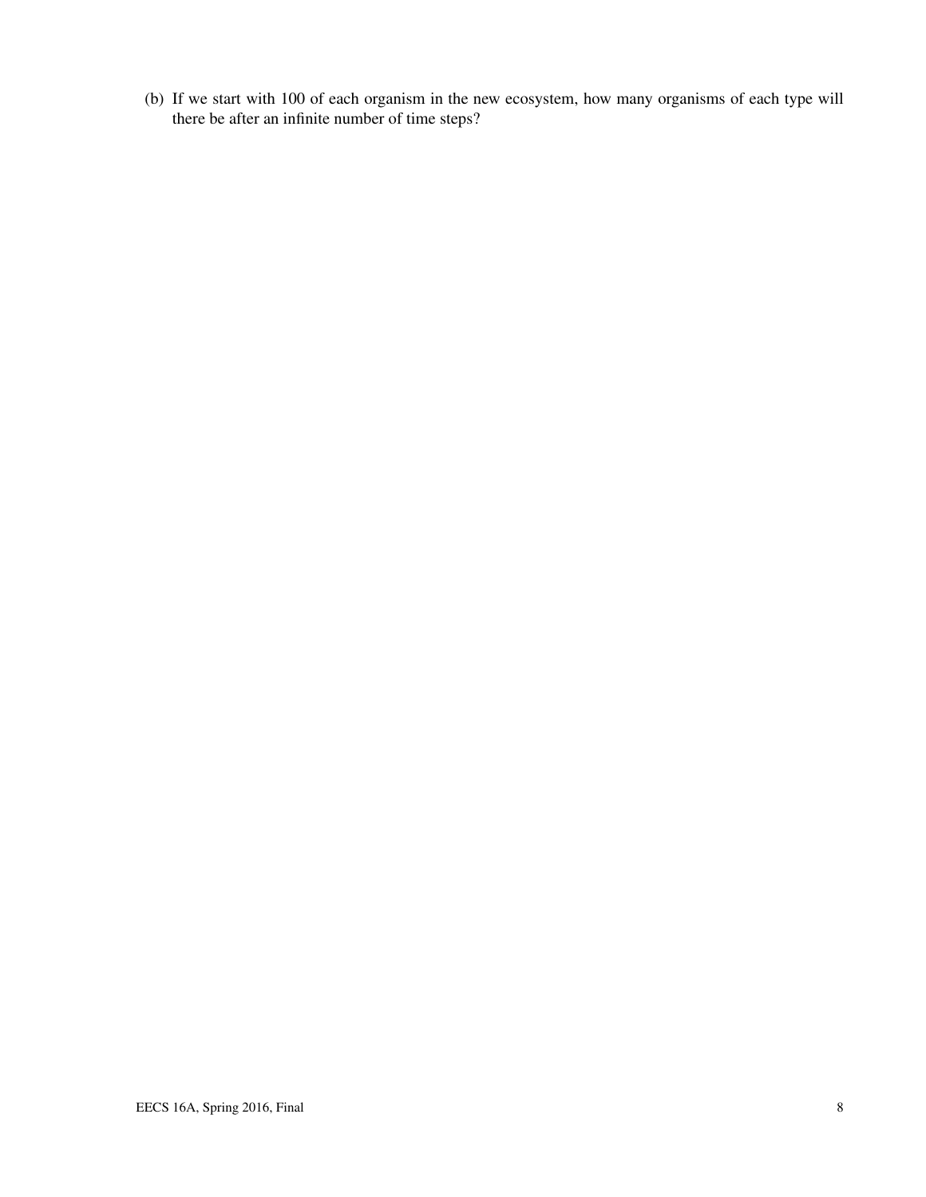(b) If we start with 100 of each organism in the new ecosystem, how many organisms of each type will there be after an infinite number of time steps?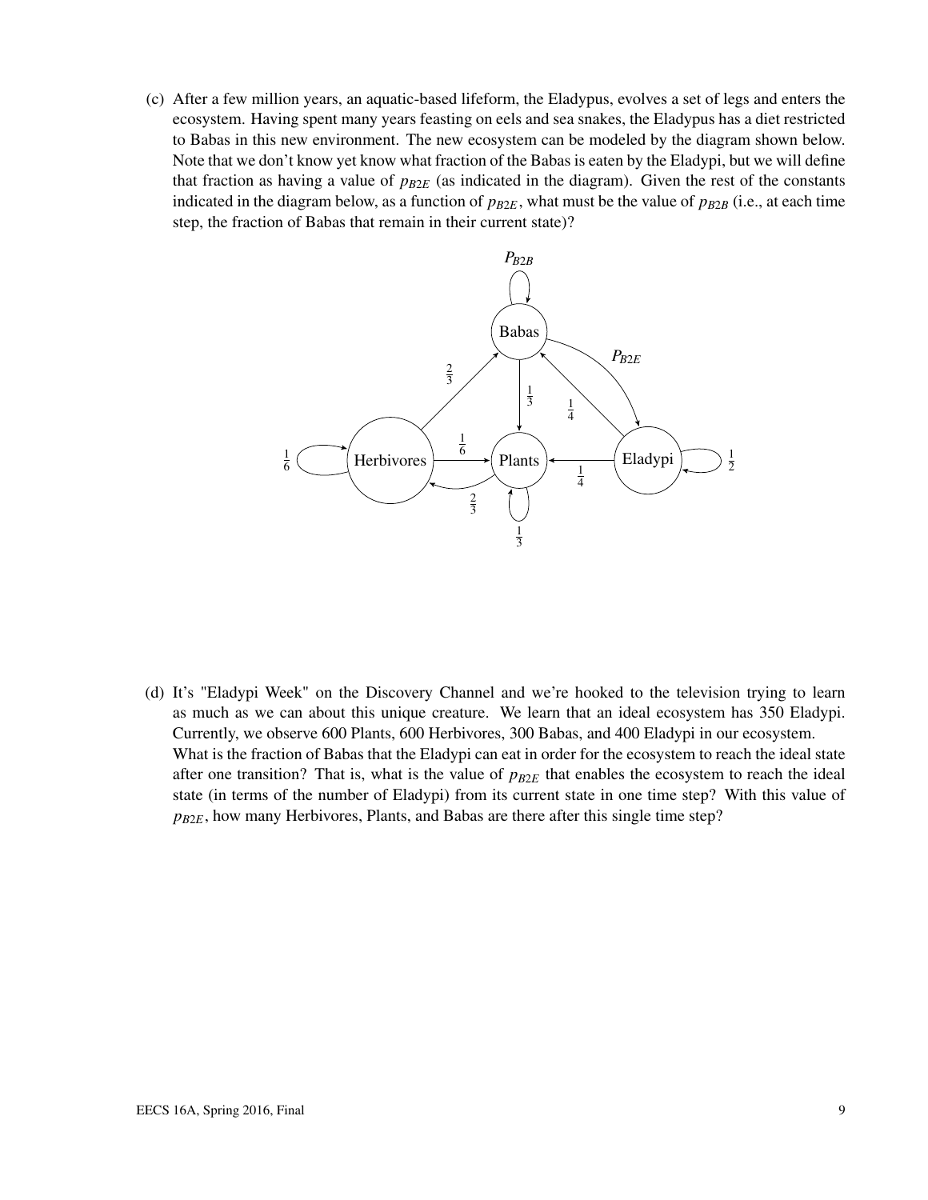(c) After a few million years, an aquatic-based lifeform, the Eladypus, evolves a set of legs and enters the ecosystem. Having spent many years feasting on eels and sea snakes, the Eladypus has a diet restricted to Babas in this new environment. The new ecosystem can be modeled by the diagram shown below. Note that we don't know yet know what fraction of the Babas is eaten by the Eladypi, but we will define that fraction as having a value of $p_{B2E}$ (as indicated in the diagram). Given the rest of the constants indicated in the diagram below, as a function of $p_{B2E}$, what must be the value of $p_{B2B}$ (i.e., at each time step, the fraction of Babas that remain in their current state)?

(d) It's "Eladypi Week" on the Discovery Channel and we're hooked to the television trying to learn as much as we can about this unique creature. We learn that an ideal ecosystem has 350 Eladypi. Currently, we observe 600 Plants, 600 Herbivores, 300 Babas, and 400 Eladypi in our ecosystem. What is the fraction of Babas that the Eladypi can eat in order for the ecosystem to reach the ideal state after one transition? That is, what is the value of $p_{B2E}$ that enables the ecosystem to reach the ideal state (in terms of the number of Eladypi) from its current state in one time step? With this value of $p_{B2E}$, how many Herbivores, Plants, and Babas are there after this single time step?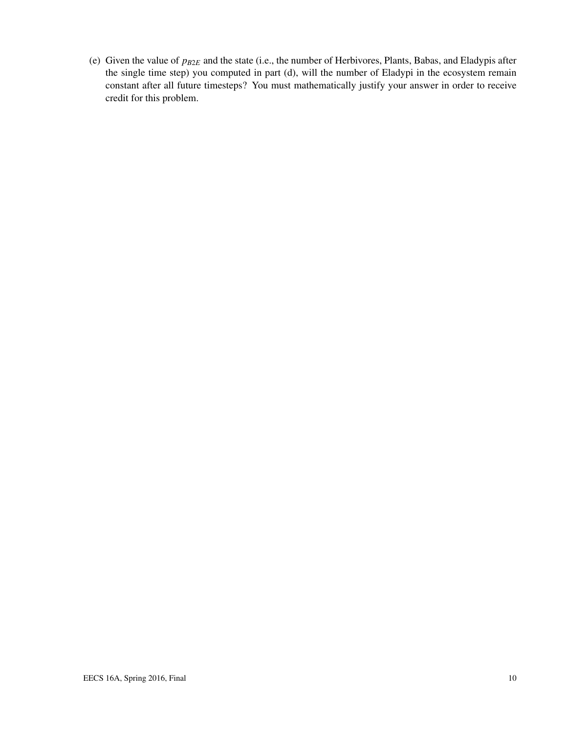(e) Given the value of $p_{B2E}$ and the state (i.e., the number of Herbivores, Plants, Babas, and Eladypis after the single time step) you computed in part (d), will the number of Eladypi in the ecosystem remain constant after all future timesteps? You must mathematically justify your answer in order to receive credit for this problem.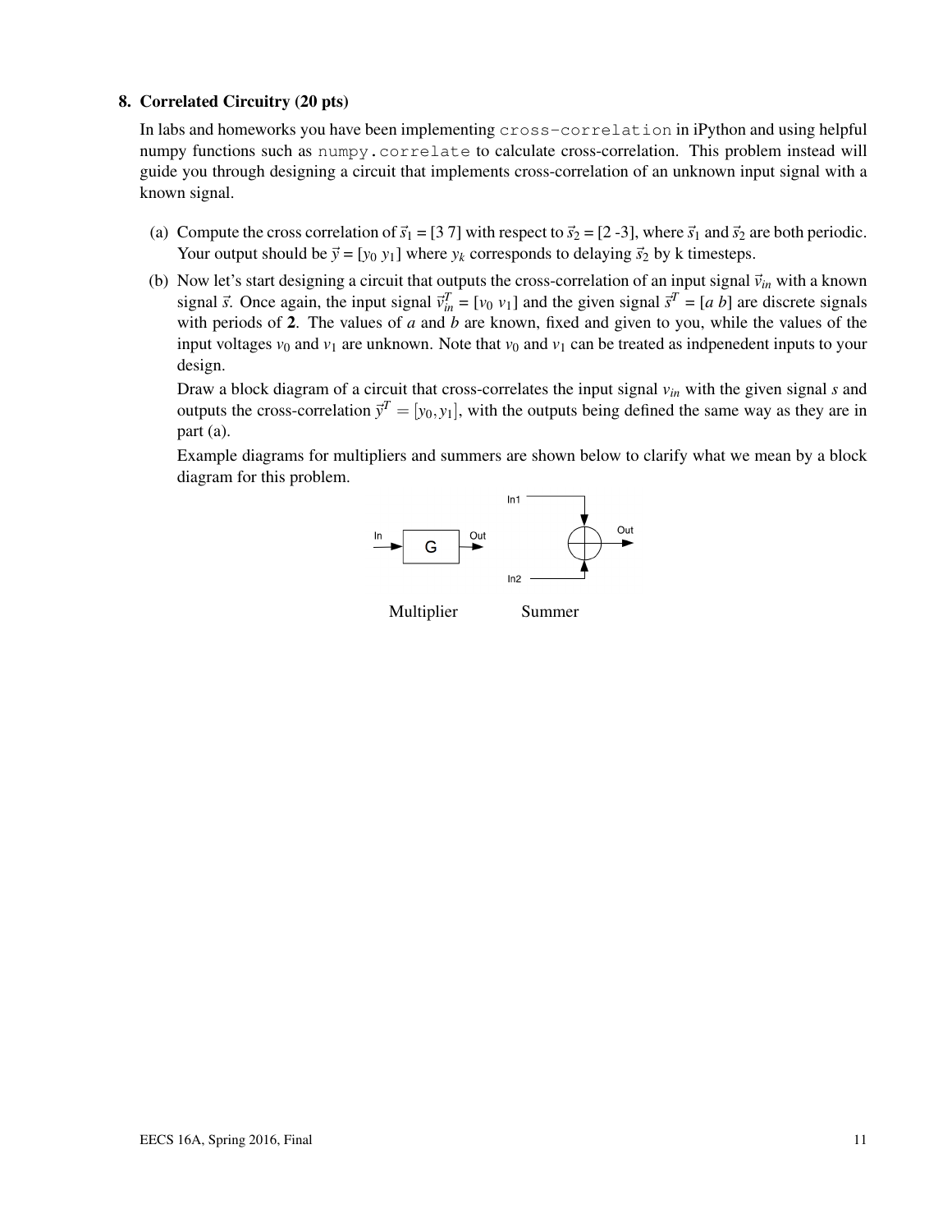**8. Correlated Circuitry (20 pts)**

In labs and homeworks you have been implementing `cross-correlation` in iPython and using helpful numpy functions such as `numpy.correlate` to calculate cross-correlation. This problem instead will guide you through designing a circuit that implements cross-correlation of an unknown input signal with a known signal.

(a) Compute the cross correlation of $\vec{s}_1 = [3\ 7]$ with respect to $\vec{s}_2 = [2\ {-3}]$, where $\vec{s}_1$ and $\vec{s}_2$ are both periodic. Your output should be $\vec{y} = [y_0\ y_1]$ where $y_k$ corresponds to delaying $\vec{s}_2$ by k timesteps.

(b) Now let's start designing a circuit that outputs the cross-correlation of an input signal $\vec{v}_{in}$ with a known signal $\vec{s}$. Once again, the input signal $\vec{v}_{in}^T = [v_0\ v_1]$ and the given signal $\vec{s}^T = [a\ b]$ are discrete signals with periods of **2**. The values of $a$ and $b$ are known, fixed and given to you, while the values of the input voltages $v_0$ and $v_1$ are unknown. Note that $v_0$ and $v_1$ can be treated as indpenedent inputs to your design.

Draw a block diagram of a circuit that cross-correlates the input signal $v_{in}$ with the given signal $s$ and outputs the cross-correlation $\vec{y}^T = [y_0, y_1]$, with the outputs being defined the same way as they are in part (a).

Example diagrams for multipliers and summers are shown below to clarify what we mean by a block diagram for this problem.

In → [ G ] → Out

In1, In2 → ⊕ → Out

Multiplier    Summer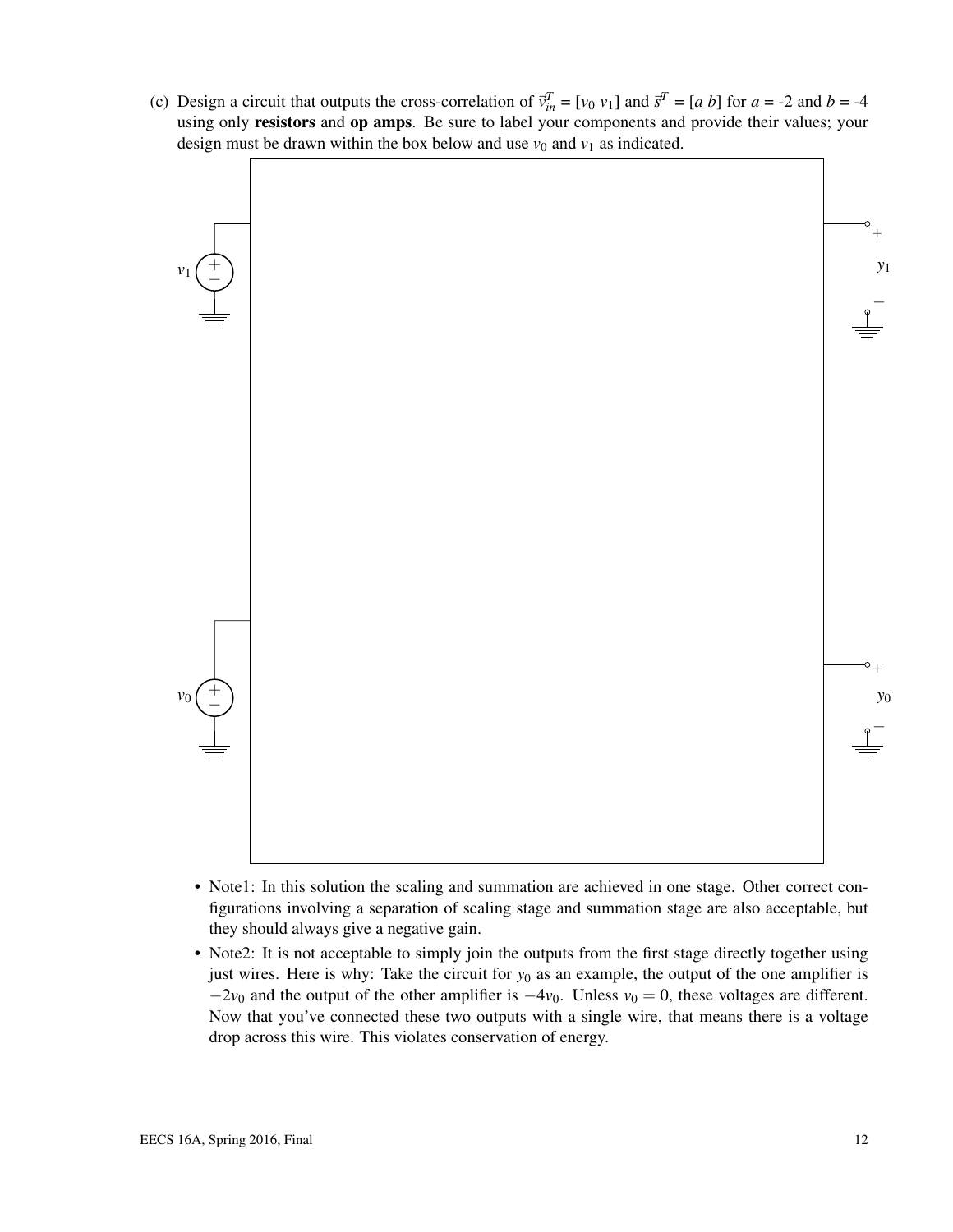(c) Design a circuit that outputs the cross-correlation of $\vec{v}_{in}^T = [v_0\ v_1]$ and $\vec{s}^T = [a\ b]$ for $a$ = -2 and $b$ = -4 using only **resistors** and **op amps**. Be sure to label your components and provide their values; your design must be drawn within the box below and use $v_0$ and $v_1$ as indicated.

- Note1: In this solution the scaling and summation are achieved in one stage. Other correct configurations involving a separation of scaling stage and summation stage are also acceptable, but they should always give a negative gain.
- Note2: It is not acceptable to simply join the outputs from the first stage directly together using just wires. Here is why: Take the circuit for $y_0$ as an example, the output of the one amplifier is $-2v_0$ and the output of the other amplifier is $-4v_0$. Unless $v_0 = 0$, these voltages are different. Now that you've connected these two outputs with a single wire, that means there is a voltage drop across this wire. This violates conservation of energy.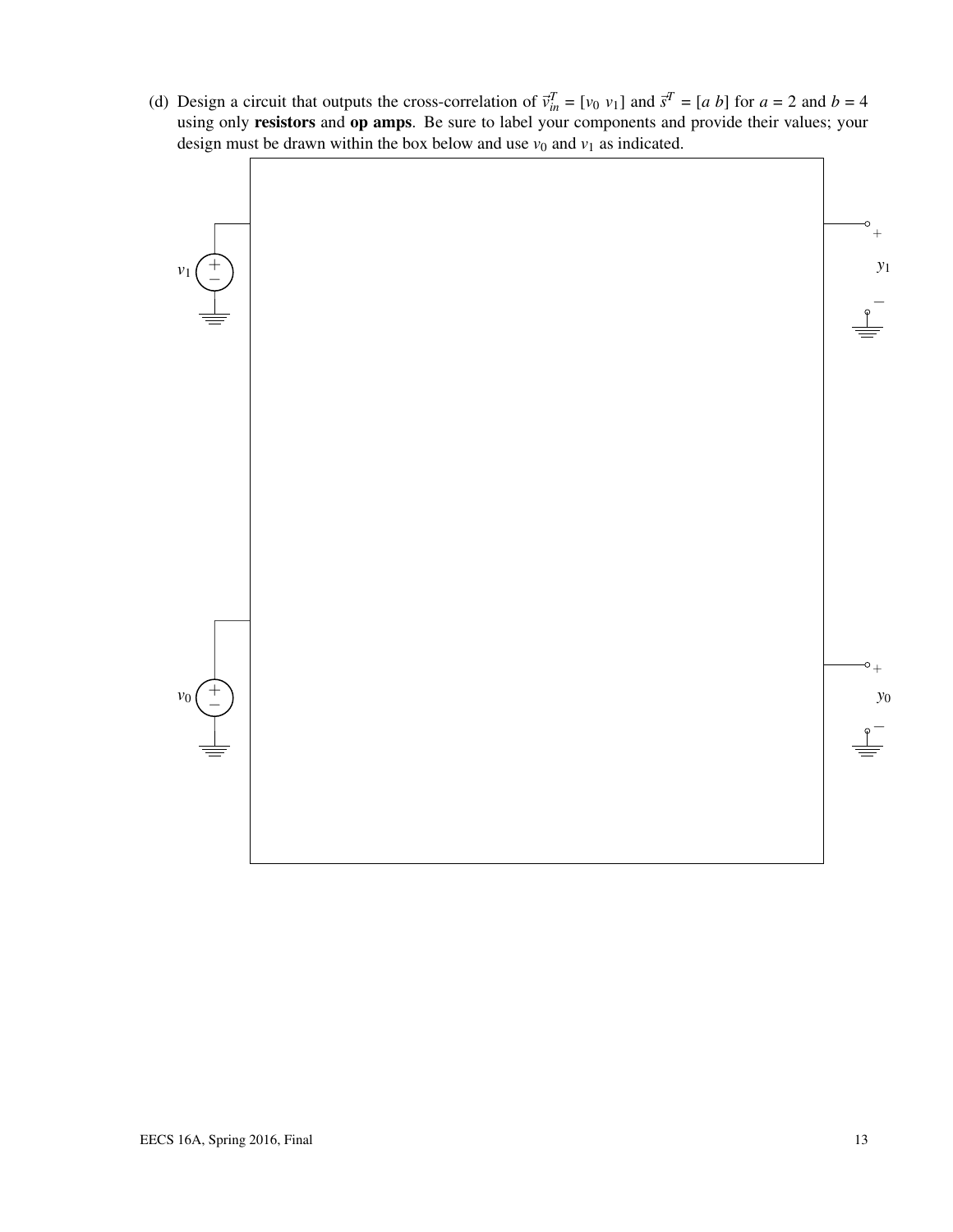(d) Design a circuit that outputs the cross-correlation of $\vec{v}_{in}^T = [v_0\ v_1]$ and $\vec{s}^T = [a\ b]$ for $a = 2$ and $b = 4$ using only **resistors** and **op amps**. Be sure to label your components and provide their values; your design must be drawn within the box below and use $v_0$ and $v_1$ as indicated.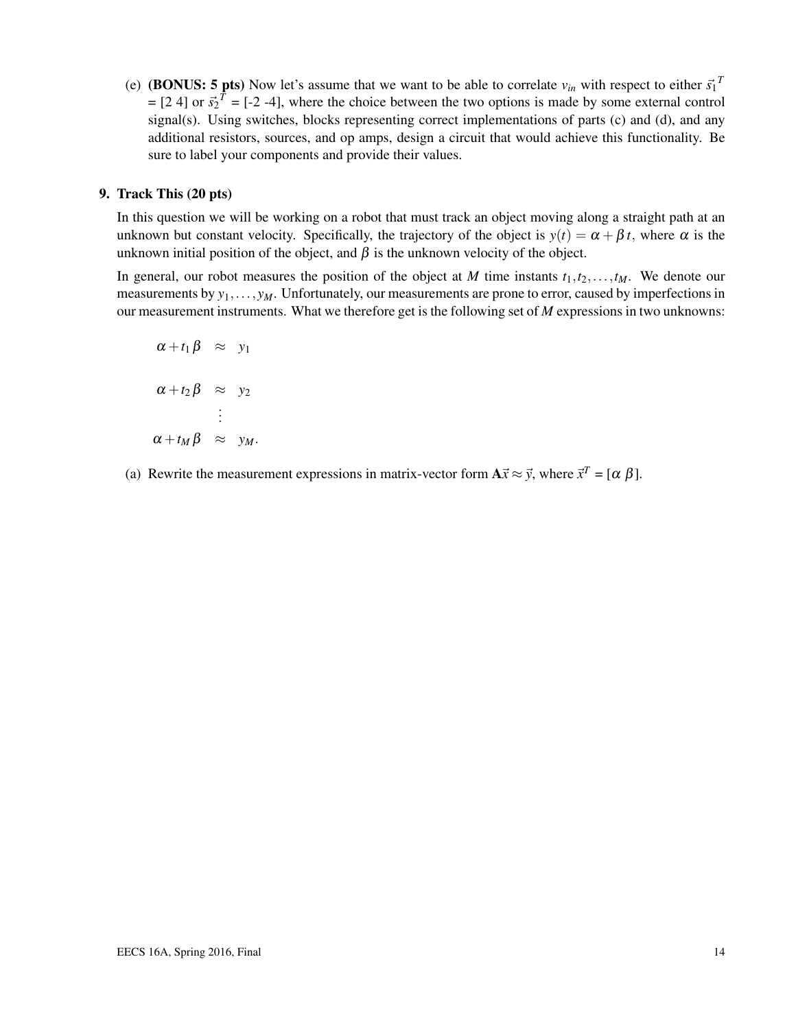(e) **(BONUS: 5 pts)** Now let's assume that we want to be able to correlate $v_{in}$ with respect to either $\vec{s}_1^{\,T}$ = [2 4] or $\vec{s}_2^{\,T}$ = [-2 -4], where the choice between the two options is made by some external control signal(s). Using switches, blocks representing correct implementations of parts (c) and (d), and any additional resistors, sources, and op amps, design a circuit that would achieve this functionality. Be sure to label your components and provide their values.

## 9. Track This (20 pts)

In this question we will be working on a robot that must track an object moving along a straight path at an unknown but constant velocity. Specifically, the trajectory of the object is $y(t) = \alpha + \beta t$, where $\alpha$ is the unknown initial position of the object, and $\beta$ is the unknown velocity of the object.

In general, our robot measures the position of the object at $M$ time instants $t_1, t_2, \ldots, t_M$. We denote our measurements by $y_1, \ldots, y_M$. Unfortunately, our measurements are prone to error, caused by imperfections in our measurement instruments. What we therefore get is the following set of $M$ expressions in two unknowns:

$$
\begin{aligned}
\alpha + t_1 \beta &\approx y_1 \\
\alpha + t_2 \beta &\approx y_2 \\
&\vdots \\
\alpha + t_M \beta &\approx y_M.
\end{aligned}
$$

(a) Rewrite the measurement expressions in matrix-vector form $\mathbf{A}\vec{x} \approx \vec{y}$, where $\vec{x}^T = [\alpha \ \beta]$.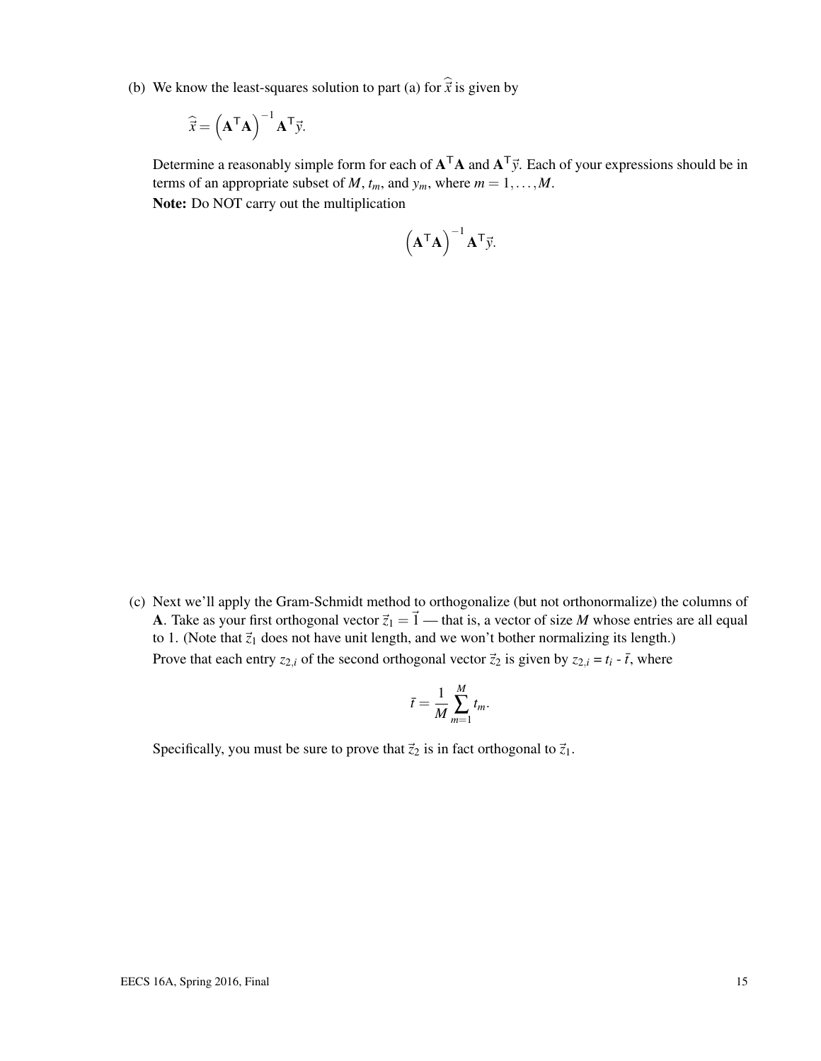(b) We know the least-squares solution to part (a) for $\widehat{\vec{x}}$ is given by

$$\widehat{\vec{x}} = \left(\mathbf{A}^\top \mathbf{A}\right)^{-1} \mathbf{A}^\top \vec{y}.$$

Determine a reasonably simple form for each of $\mathbf{A}^\top \mathbf{A}$ and $\mathbf{A}^\top \vec{y}$. Each of your expressions should be in terms of an appropriate subset of $M$, $t_m$, and $y_m$, where $m = 1, \ldots, M$.

**Note:** Do NOT carry out the multiplication

$$\left(\mathbf{A}^\top \mathbf{A}\right)^{-1} \mathbf{A}^\top \vec{y}.$$

(c) Next we'll apply the Gram-Schmidt method to orthogonalize (but not orthonormalize) the columns of $\mathbf{A}$. Take as your first orthogonal vector $\vec{z}_1 = \vec{1}$ — that is, a vector of size $M$ whose entries are all equal to 1. (Note that $\vec{z}_1$ does not have unit length, and we won't bother normalizing its length.)

Prove that each entry $z_{2,i}$ of the second orthogonal vector $\vec{z}_2$ is given by $z_{2,i} = t_i - \bar{t}$, where

$$\bar{t} = \frac{1}{M} \sum_{m=1}^{M} t_m.$$

Specifically, you must be sure to prove that $\vec{z}_2$ is in fact orthogonal to $\vec{z}_1$.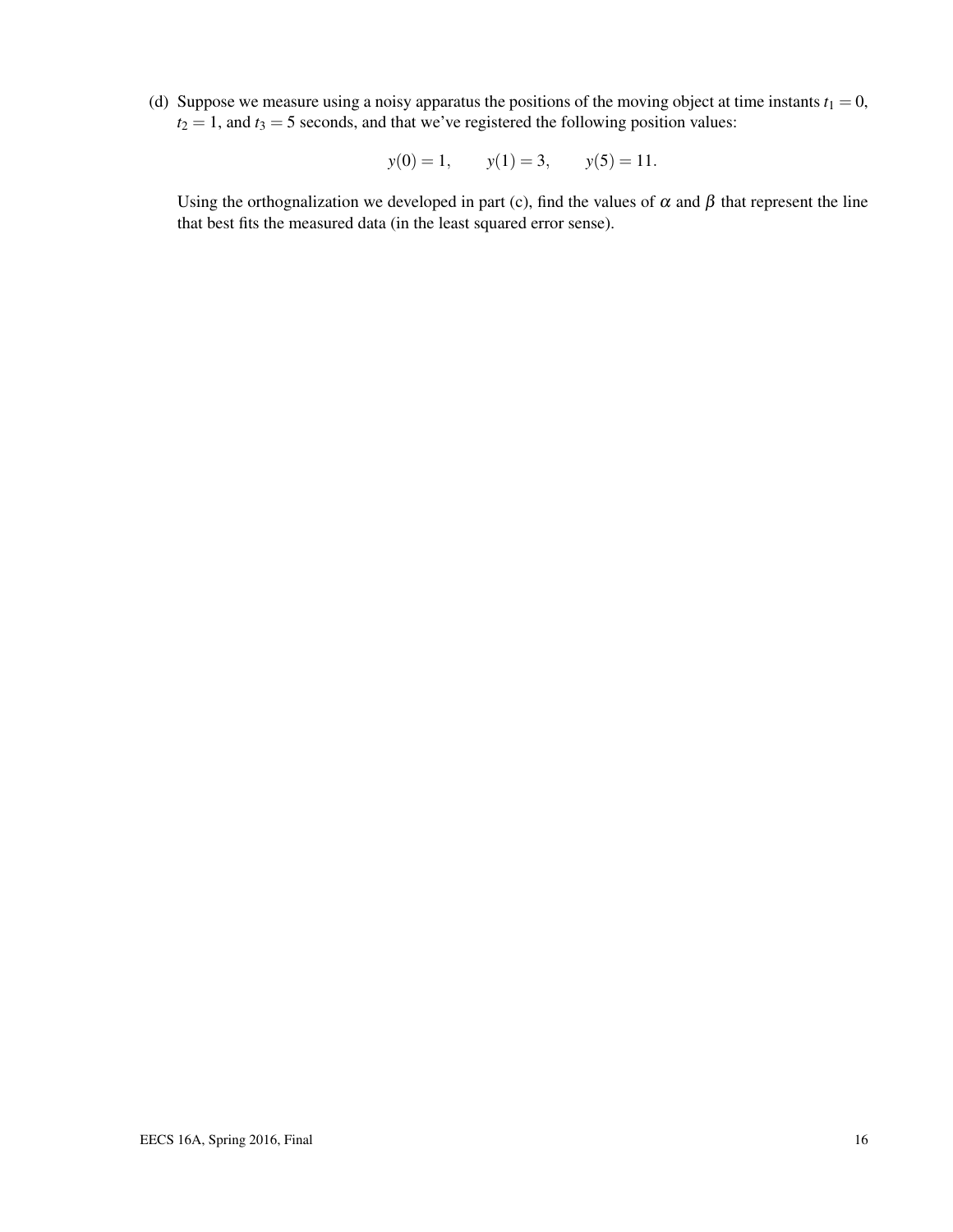(d) Suppose we measure using a noisy apparatus the positions of the moving object at time instants $t_1 = 0$, $t_2 = 1$, and $t_3 = 5$ seconds, and that we've registered the following position values:

$$y(0) = 1, \qquad y(1) = 3, \qquad y(5) = 11.$$

Using the orthognalization we developed in part (c), find the values of $\alpha$ and $\beta$ that represent the line that best fits the measured data (in the least squared error sense).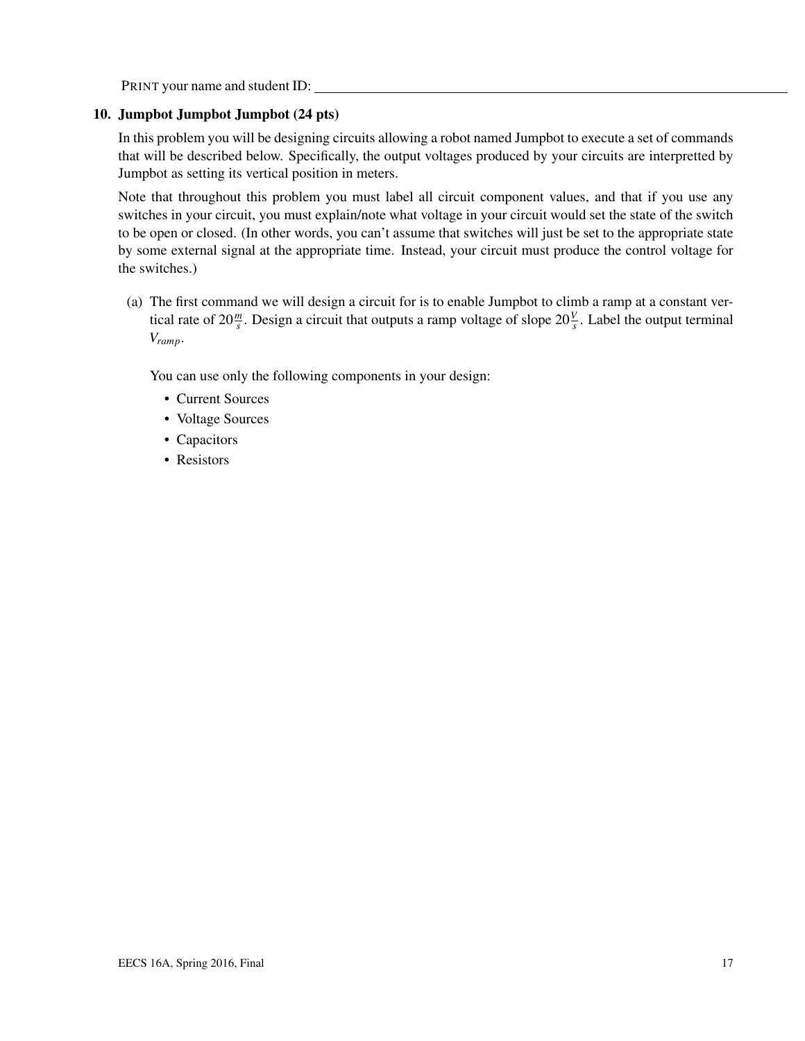PRINT your name and student ID: ____________________

## 10. Jumpbot Jumpbot Jumpbot (24 pts)

In this problem you will be designing circuits allowing a robot named Jumpbot to execute a set of commands that will be described below. Specifically, the output voltages produced by your circuits are interpretted by Jumpbot as setting its vertical position in meters.

Note that throughout this problem you must label all circuit component values, and that if you use any switches in your circuit, you must explain/note what voltage in your circuit would set the state of the switch to be open or closed. (In other words, you can't assume that switches will just be set to the appropriate state by some external signal at the appropriate time. Instead, your circuit must produce the control voltage for the switches.)

(a) The first command we will design a circuit for is to enable Jumpbot to climb a ramp at a constant vertical rate of $20\frac{m}{s}$. Design a circuit that outputs a ramp voltage of slope $20\frac{V}{s}$. Label the output terminal $V_{ramp}$.

You can use only the following components in your design:

- Current Sources
- Voltage Sources
- Capacitors
- Resistors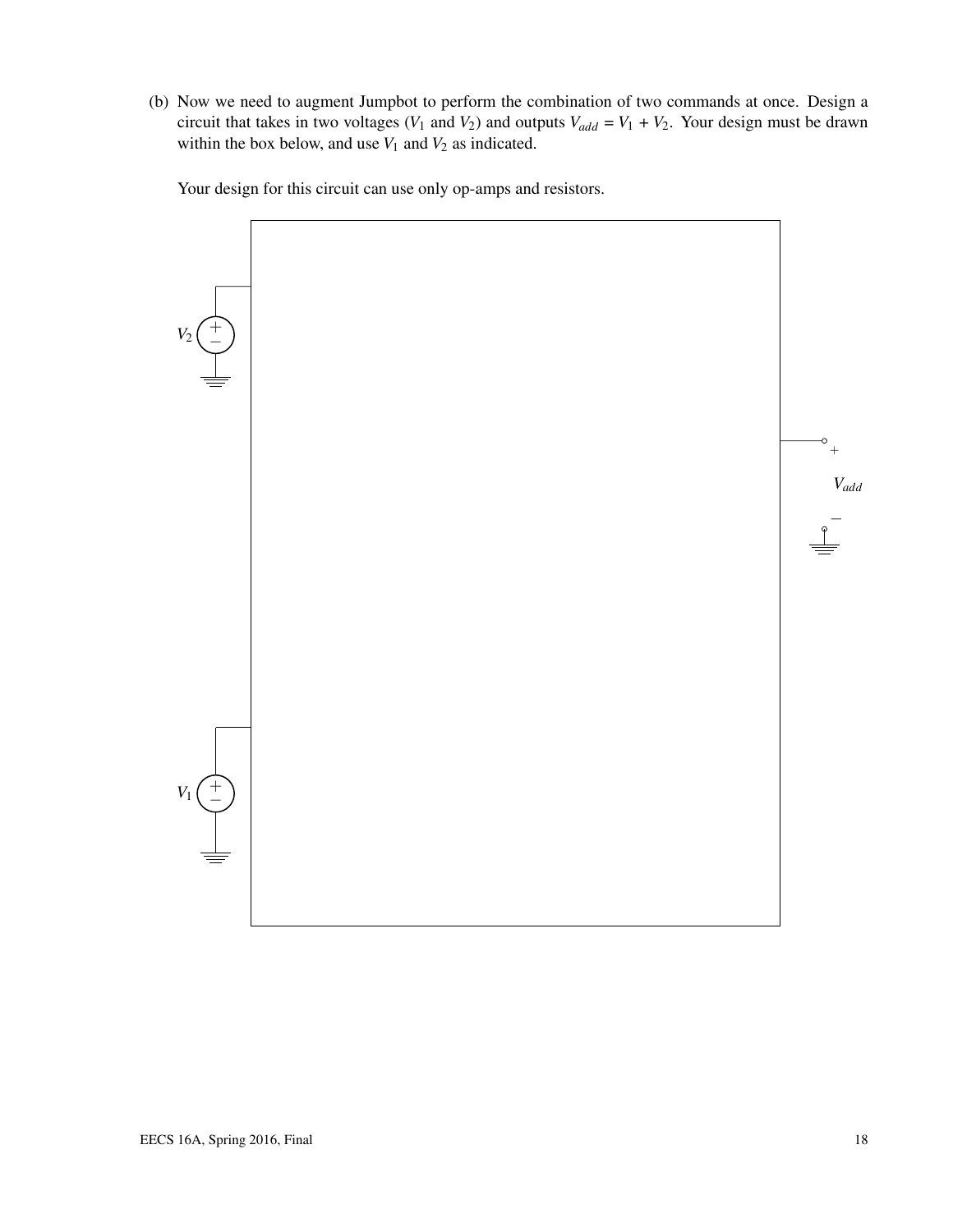(b) Now we need to augment Jumpbot to perform the combination of two commands at once. Design a circuit that takes in two voltages ($V_1$ and $V_2$) and outputs $V_{add} = V_1 + V_2$. Your design must be drawn within the box below, and use $V_1$ and $V_2$ as indicated.

Your design for this circuit can use only op-amps and resistors.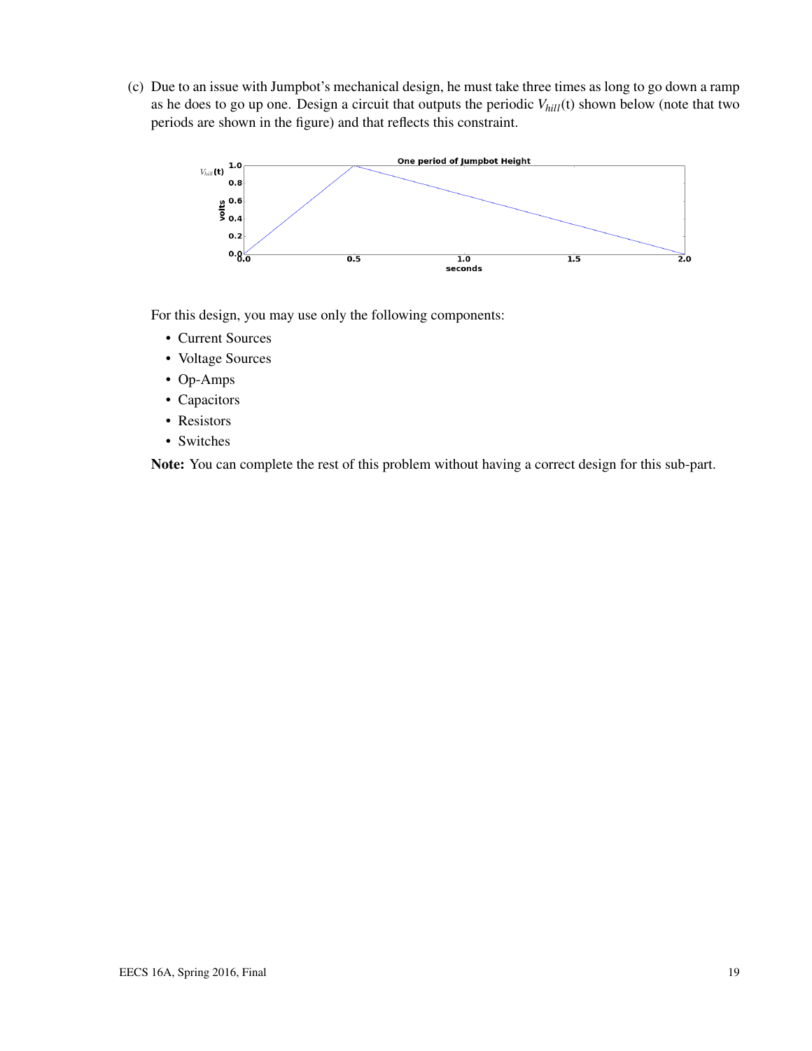(c) Due to an issue with Jumpbot's mechanical design, he must take three times as long to go down a ramp as he does to go up one. Design a circuit that outputs the periodic $V_{hill}$(t) shown below (note that two periods are shown in the figure) and that reflects this constraint.

For this design, you may use only the following components:

- Current Sources
- Voltage Sources
- Op-Amps
- Capacitors
- Resistors
- Switches

**Note:** You can complete the rest of this problem without having a correct design for this sub-part.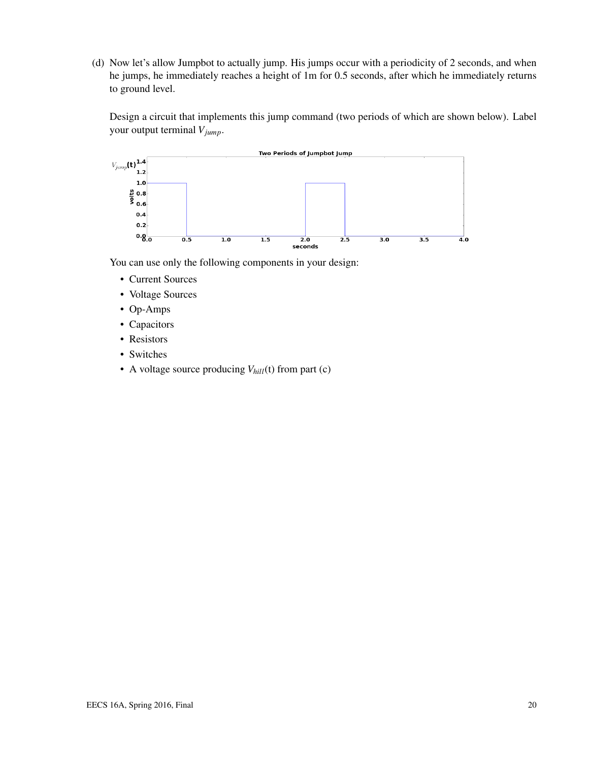(d) Now let's allow Jumpbot to actually jump. His jumps occur with a periodicity of 2 seconds, and when he jumps, he immediately reaches a height of 1m for 0.5 seconds, after which he immediately returns to ground level.

Design a circuit that implements this jump command (two periods of which are shown below). Label your output terminal $V_{jump}$.

You can use only the following components in your design:

- Current Sources
- Voltage Sources
- Op-Amps
- Capacitors
- Resistors
- Switches
- A voltage source producing $V_{hill}$(t) from part (c)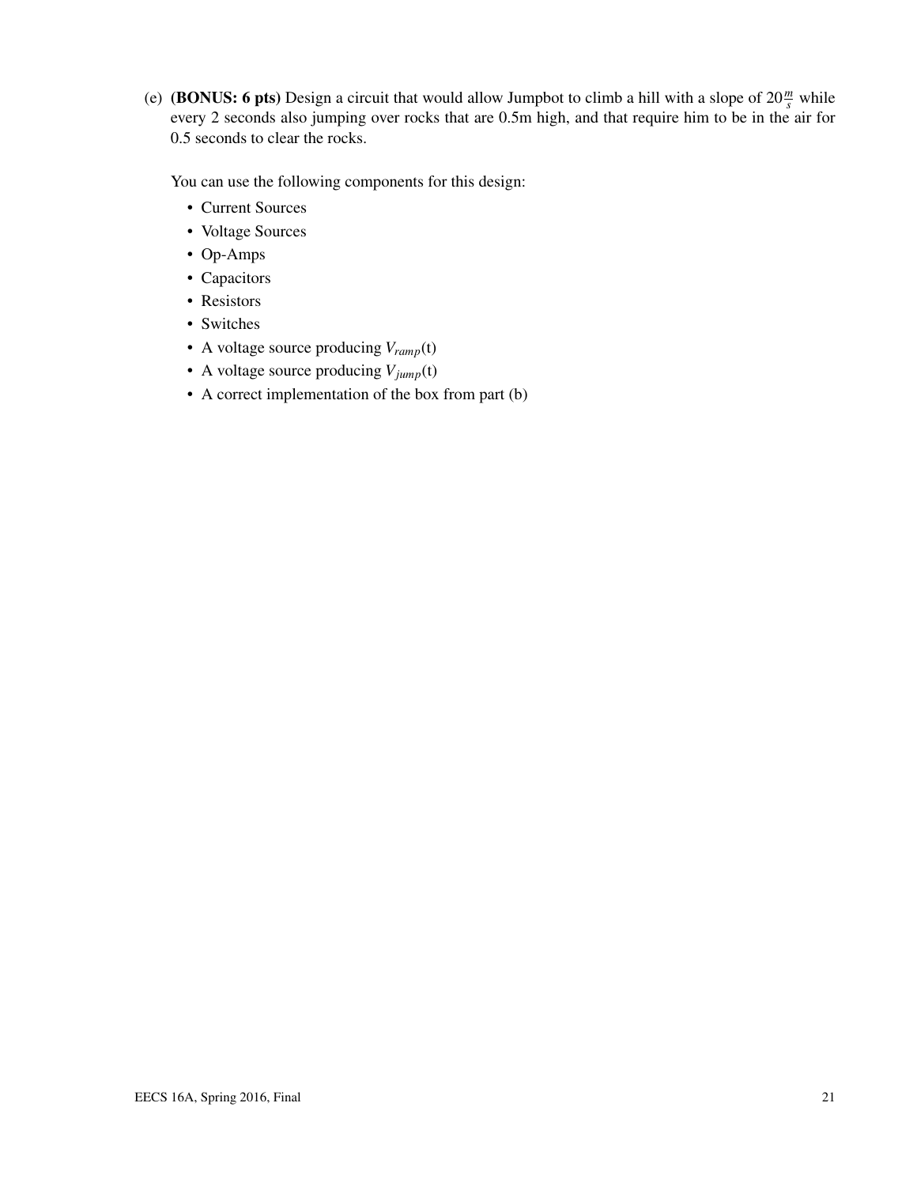(e) **(BONUS: 6 pts)** Design a circuit that would allow Jumpbot to climb a hill with a slope of $20\frac{m}{s}$ while every 2 seconds also jumping over rocks that are 0.5m high, and that require him to be in the air for 0.5 seconds to clear the rocks.

You can use the following components for this design:

- Current Sources
- Voltage Sources
- Op-Amps
- Capacitors
- Resistors
- Switches
- A voltage source producing $V_{ramp}$(t)
- A voltage source producing $V_{jump}$(t)
- A correct implementation of the box from part (b)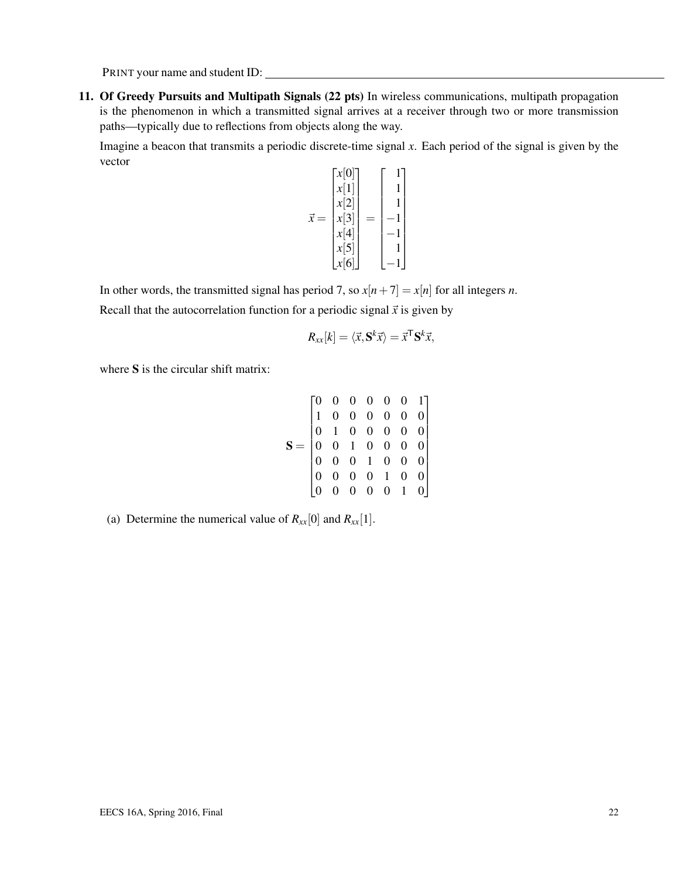PRINT your name and student ID: ______________________________

**11. Of Greedy Pursuits and Multipath Signals (22 pts)** In wireless communications, multipath propagation is the phenomenon in which a transmitted signal arrives at a receiver through two or more transmission paths—typically due to reflections from objects along the way.

Imagine a beacon that transmits a periodic discrete-time signal $x$. Each period of the signal is given by the vector

$$\vec{x} = \begin{bmatrix} x[0] \\ x[1] \\ x[2] \\ x[3] \\ x[4] \\ x[5] \\ x[6] \end{bmatrix} = \begin{bmatrix} 1 \\ 1 \\ 1 \\ -1 \\ -1 \\ 1 \\ -1 \end{bmatrix}$$

In other words, the transmitted signal has period 7, so $x[n+7] = x[n]$ for all integers $n$.

Recall that the autocorrelation function for a periodic signal $\vec{x}$ is given by

$$R_{xx}[k] = \langle \vec{x}, \mathbf{S}^k \vec{x} \rangle = \vec{x}^{\mathsf{T}} \mathbf{S}^k \vec{x},$$

where $\mathbf{S}$ is the circular shift matrix:

$$\mathbf{S} = \begin{bmatrix} 0 & 0 & 0 & 0 & 0 & 0 & 1 \\ 1 & 0 & 0 & 0 & 0 & 0 & 0 \\ 0 & 1 & 0 & 0 & 0 & 0 & 0 \\ 0 & 0 & 1 & 0 & 0 & 0 & 0 \\ 0 & 0 & 0 & 1 & 0 & 0 & 0 \\ 0 & 0 & 0 & 0 & 1 & 0 & 0 \\ 0 & 0 & 0 & 0 & 0 & 1 & 0 \end{bmatrix}$$

(a) Determine the numerical value of $R_{xx}[0]$ and $R_{xx}[1]$.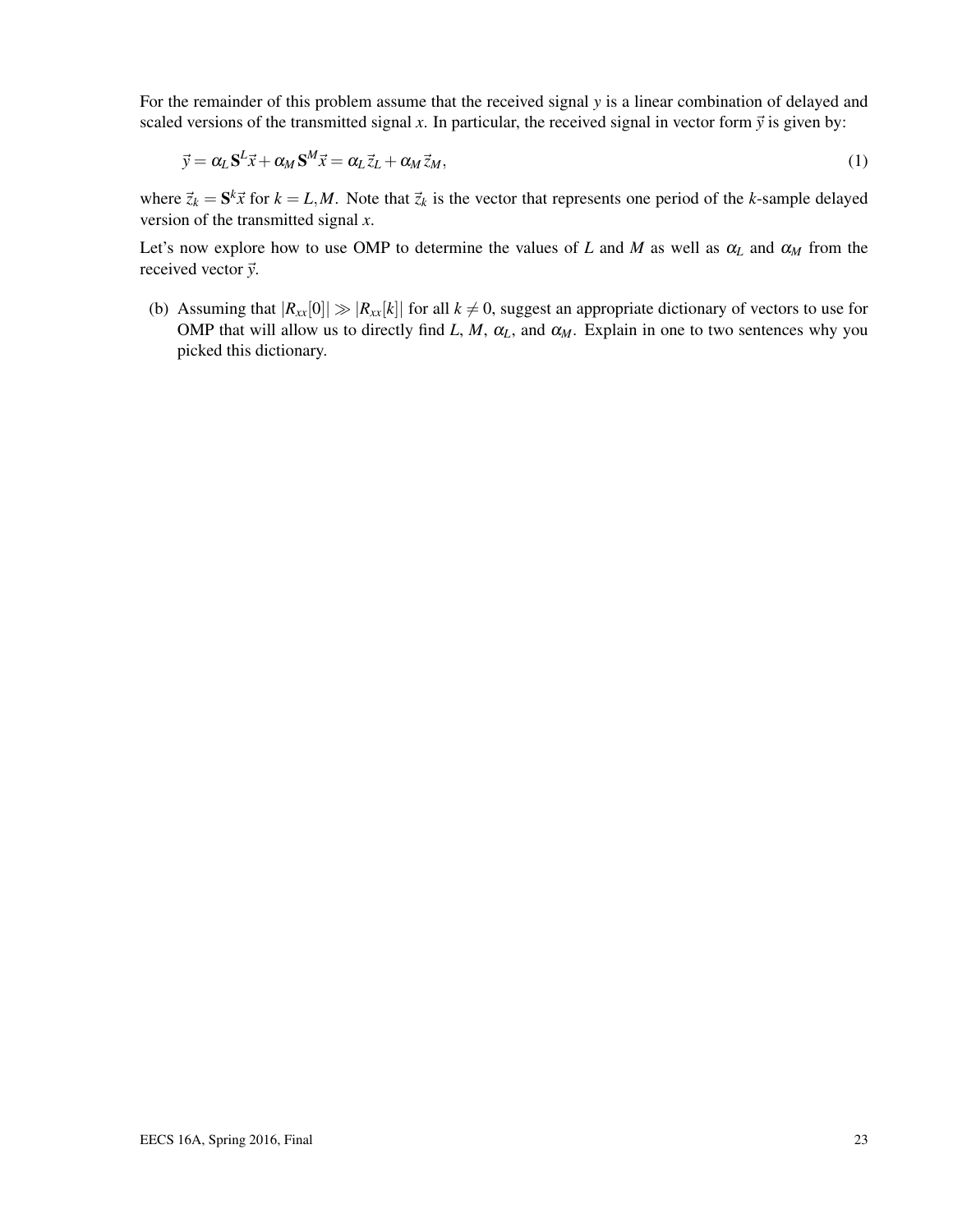For the remainder of this problem assume that the received signal $y$ is a linear combination of delayed and scaled versions of the transmitted signal $x$. In particular, the received signal in vector form $\vec{y}$ is given by:

$$\vec{y} = \alpha_L \mathbf{S}^L \vec{x} + \alpha_M \mathbf{S}^M \vec{x} = \alpha_L \vec{z}_L + \alpha_M \vec{z}_M, \tag{1}$$

where $\vec{z}_k = \mathbf{S}^k \vec{x}$ for $k = L, M$. Note that $\vec{z}_k$ is the vector that represents one period of the $k$-sample delayed version of the transmitted signal $x$.

Let's now explore how to use OMP to determine the values of $L$ and $M$ as well as $\alpha_L$ and $\alpha_M$ from the received vector $\vec{y}$.

(b) Assuming that $|R_{xx}[0]| \gg |R_{xx}[k]|$ for all $k \neq 0$, suggest an appropriate dictionary of vectors to use for OMP that will allow us to directly find $L$, $M$, $\alpha_L$, and $\alpha_M$. Explain in one to two sentences why you picked this dictionary.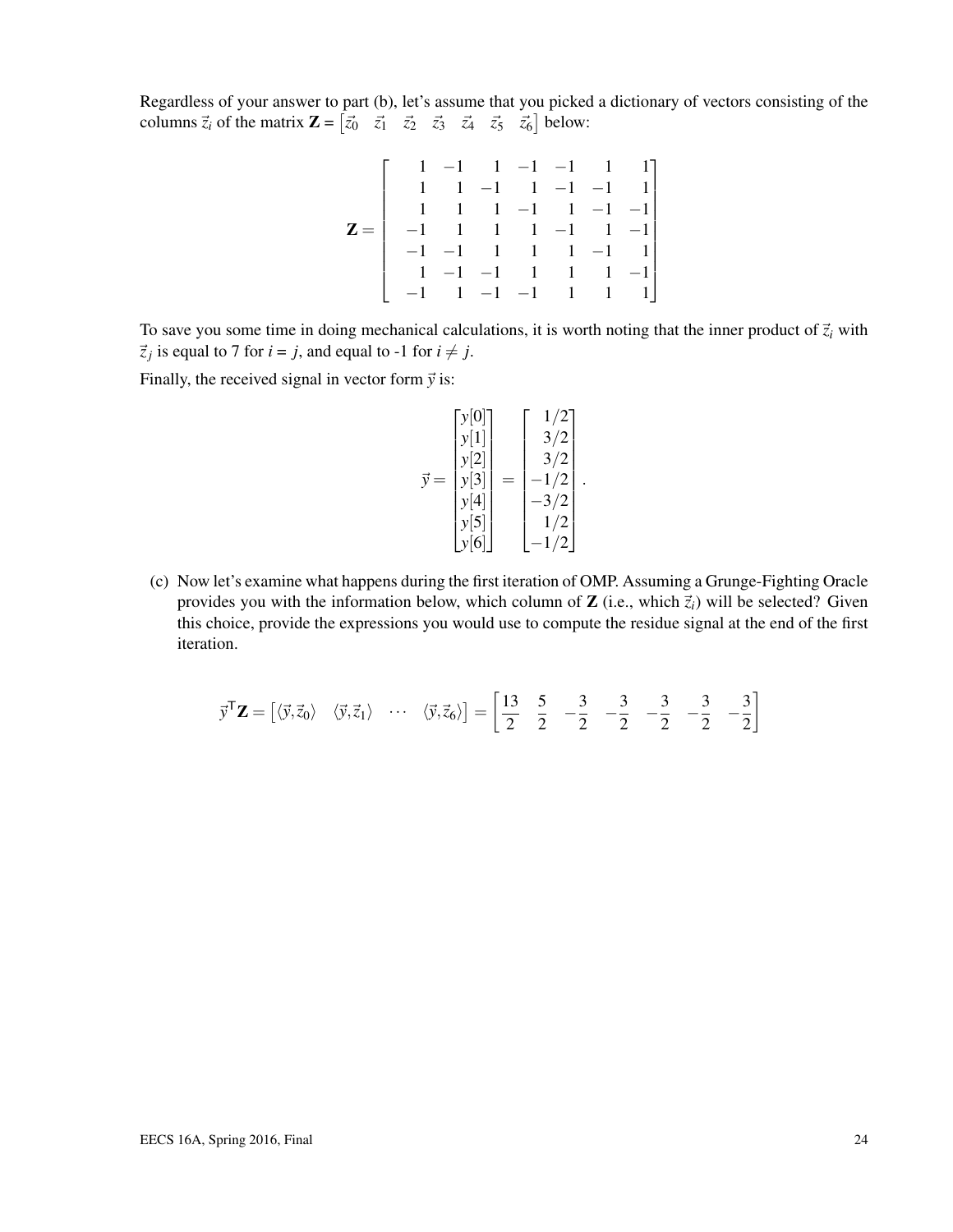Regardless of your answer to part (b), let's assume that you picked a dictionary of vectors consisting of the columns $\vec{z}_i$ of the matrix $\mathbf{Z} = \begin{bmatrix} \vec{z}_0 & \vec{z}_1 & \vec{z}_2 & \vec{z}_3 & \vec{z}_4 & \vec{z}_5 & \vec{z}_6 \end{bmatrix}$ below:

$$\mathbf{Z} = \begin{bmatrix} 1 & -1 & 1 & -1 & -1 & 1 & 1 \\ 1 & 1 & -1 & 1 & -1 & -1 & 1 \\ 1 & 1 & 1 & -1 & 1 & -1 & -1 \\ -1 & 1 & 1 & 1 & -1 & 1 & -1 \\ -1 & -1 & 1 & 1 & 1 & -1 & 1 \\ 1 & -1 & -1 & 1 & 1 & 1 & -1 \\ -1 & 1 & -1 & -1 & 1 & 1 & 1 \end{bmatrix}$$

To save you some time in doing mechanical calculations, it is worth noting that the inner product of $\vec{z}_i$ with $\vec{z}_j$ is equal to 7 for $i = j$, and equal to -1 for $i \neq j$.

Finally, the received signal in vector form $\vec{y}$ is:

$$\vec{y} = \begin{bmatrix} y[0] \\ y[1] \\ y[2] \\ y[3] \\ y[4] \\ y[5] \\ y[6] \end{bmatrix} = \begin{bmatrix} 1/2 \\ 3/2 \\ 3/2 \\ -1/2 \\ -3/2 \\ 1/2 \\ -1/2 \end{bmatrix}.$$

(c) Now let's examine what happens during the first iteration of OMP. Assuming a Grunge-Fighting Oracle provides you with the information below, which column of $\mathbf{Z}$ (i.e., which $\vec{z}_i$) will be selected? Given this choice, provide the expressions you would use to compute the residue signal at the end of the first iteration.

$$\vec{y}^{\mathsf{T}}\mathbf{Z} = \begin{bmatrix} \langle \vec{y}, \vec{z}_0 \rangle & \langle \vec{y}, \vec{z}_1 \rangle & \cdots & \langle \vec{y}, \vec{z}_6 \rangle \end{bmatrix} = \begin{bmatrix} \frac{13}{2} & \frac{5}{2} & -\frac{3}{2} & -\frac{3}{2} & -\frac{3}{2} & -\frac{3}{2} & -\frac{3}{2} \end{bmatrix}$$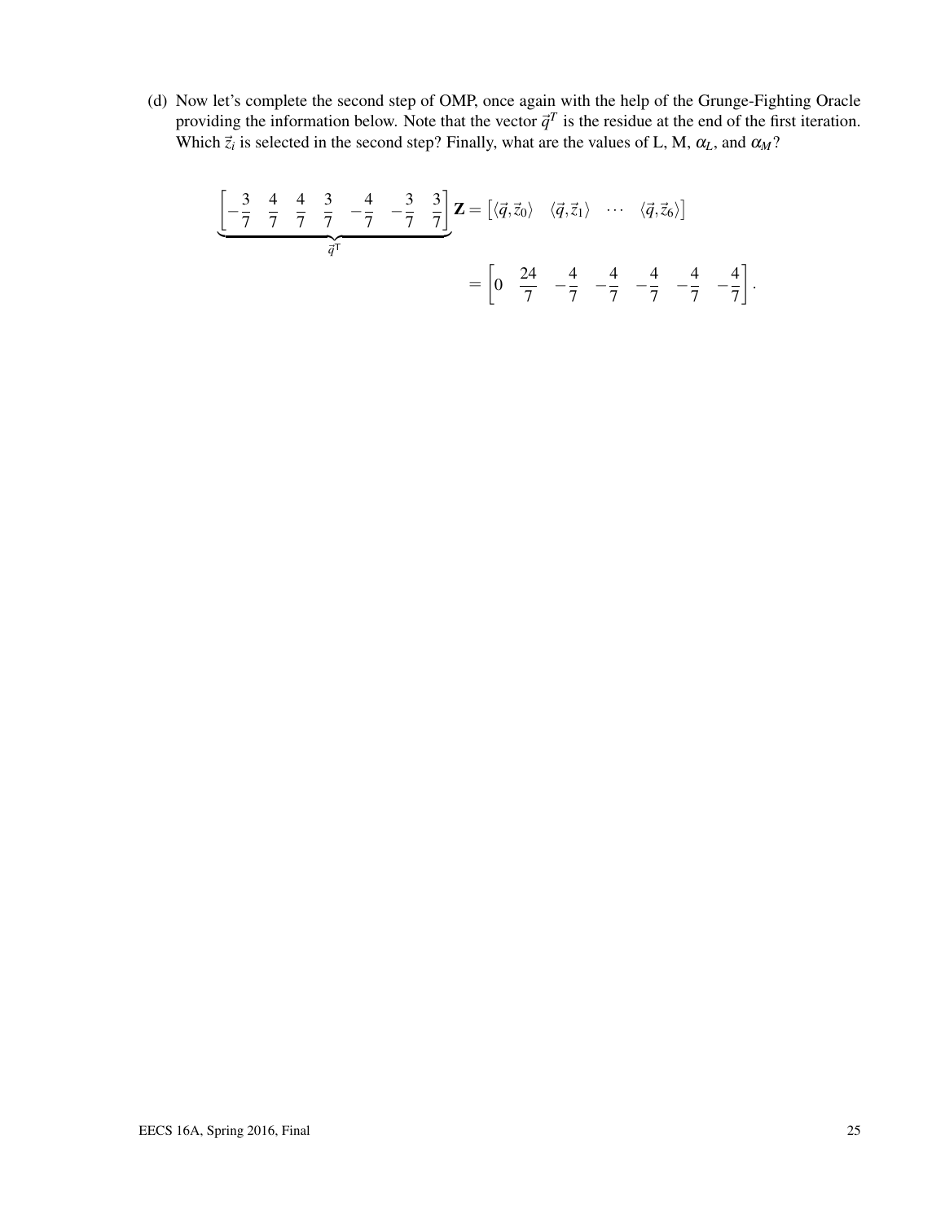(d) Now let's complete the second step of OMP, once again with the help of the Grunge-Fighting Oracle providing the information below. Note that the vector $\vec{q}^T$ is the residue at the end of the first iteration. Which $\vec{z}_i$ is selected in the second step? Finally, what are the values of L, M, $\alpha_L$, and $\alpha_M$?

$$
\underbrace{\begin{bmatrix} -\frac{3}{7} & \frac{4}{7} & \frac{4}{7} & \frac{3}{7} & -\frac{4}{7} & -\frac{3}{7} & \frac{3}{7} \end{bmatrix}}_{\vec{q}^\mathsf{T}} \mathbf{Z} = \begin{bmatrix} \langle \vec{q}, \vec{z}_0 \rangle & \langle \vec{q}, \vec{z}_1 \rangle & \cdots & \langle \vec{q}, \vec{z}_6 \rangle \end{bmatrix}
$$

$$
= \begin{bmatrix} 0 & \frac{24}{7} & -\frac{4}{7} & -\frac{4}{7} & -\frac{4}{7} & -\frac{4}{7} & -\frac{4}{7} \end{bmatrix}.
$$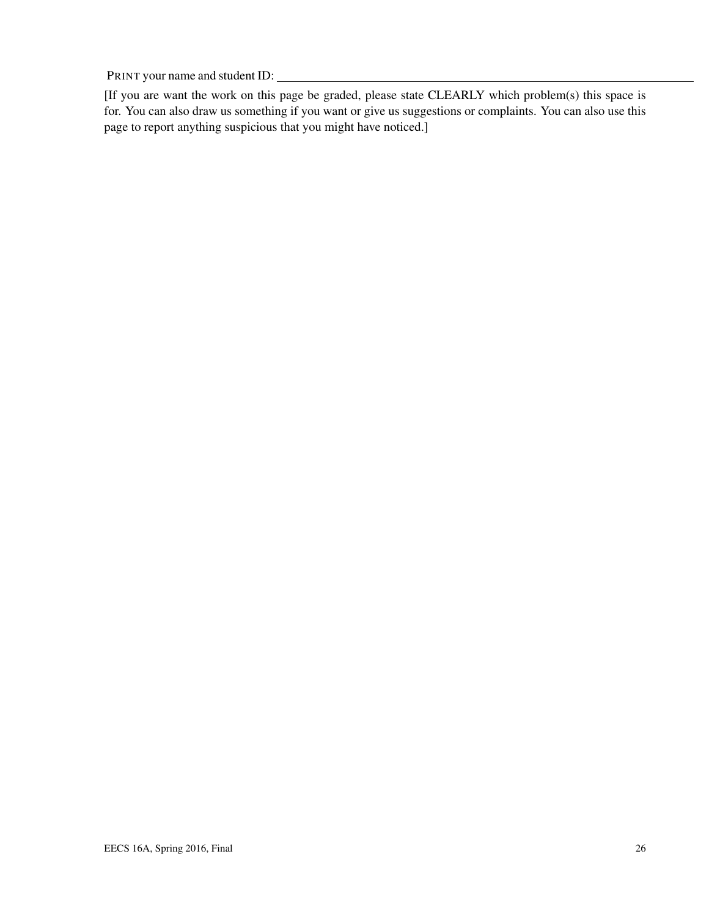PRINT your name and student ID: ___________________________________________

[If you are want the work on this page be graded, please state CLEARLY which problem(s) this space is for. You can also draw us something if you want or give us suggestions or complaints. You can also use this page to report anything suspicious that you might have noticed.]